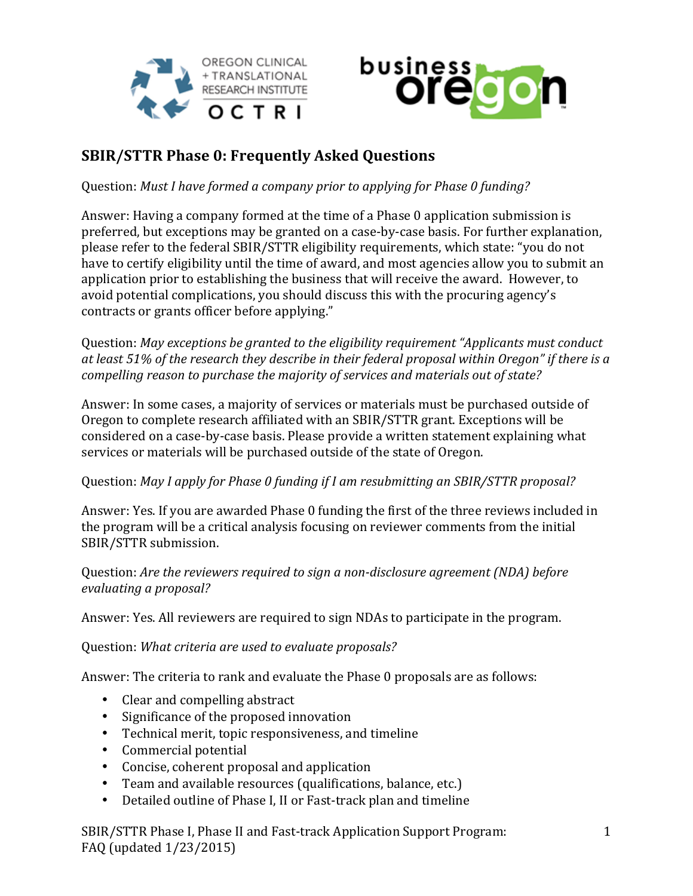## SBIR/STTR Phase 0: Frequently Asked Questions

Question: *Must I have formed a company prior to applying for Phase 0 funding?*

Answer: Having a company formed at the time of a Phase 0 application submission is preferred, but exceptions may be granted on a case-by-case basis. For further explanation, please refer to the federal SBIR/STTR eligibility requirements, which state: "you do not have to certify eligibility until the time of award, and most agencies allow you to submit an application prior to establishing the business that will receive the award. However, to avoid potential complications, you should discuss this with the procuring agency's contracts or grants officer before applying."

Question: *May exceptions be granted to the eligibility requirement "Applicants must conduct at least 51% of the research they describe in their federal proposal within Oregon" if there is a compelling reason to purchase the majority of services and materials out of state?*

Answer: In some cases, a majority of services or materials must be purchased outside of Oregon to complete research affiliated with an SBIR/STTR grant. Exceptions will be considered on a case-by-case basis. Please provide a written statement explaining what services or materials will be purchased outside of the state of Oregon.

Question: *May I apply for Phase 0 funding if I am resubmitting an SBIR/STTR proposal?*

Answer: Yes. If you are awarded Phase 0 funding the first of the three reviews included in the program will be a critical analysis focusing on reviewer comments from the initial SBIR/STTR submission.

Question: *Are the reviewers required to sign a non-disclosure agreement (NDA) before evaluating a proposal?*

Answer: Yes. All reviewers are required to sign NDAs to participate in the program.

Question: *What criteria are used to evaluate proposals?*

Answer: The criteria to rank and evaluate the Phase 0 proposals are as follows:

- Clear and compelling abstract
- Significance of the proposed innovation
- Technical merit, topic responsiveness, and timeline
- Commercial potential
- Concise, coherent proposal and application
- Team and available resources (qualifications, balance, etc.)
- Detailed outline of Phase I, II or Fast-track plan and timeline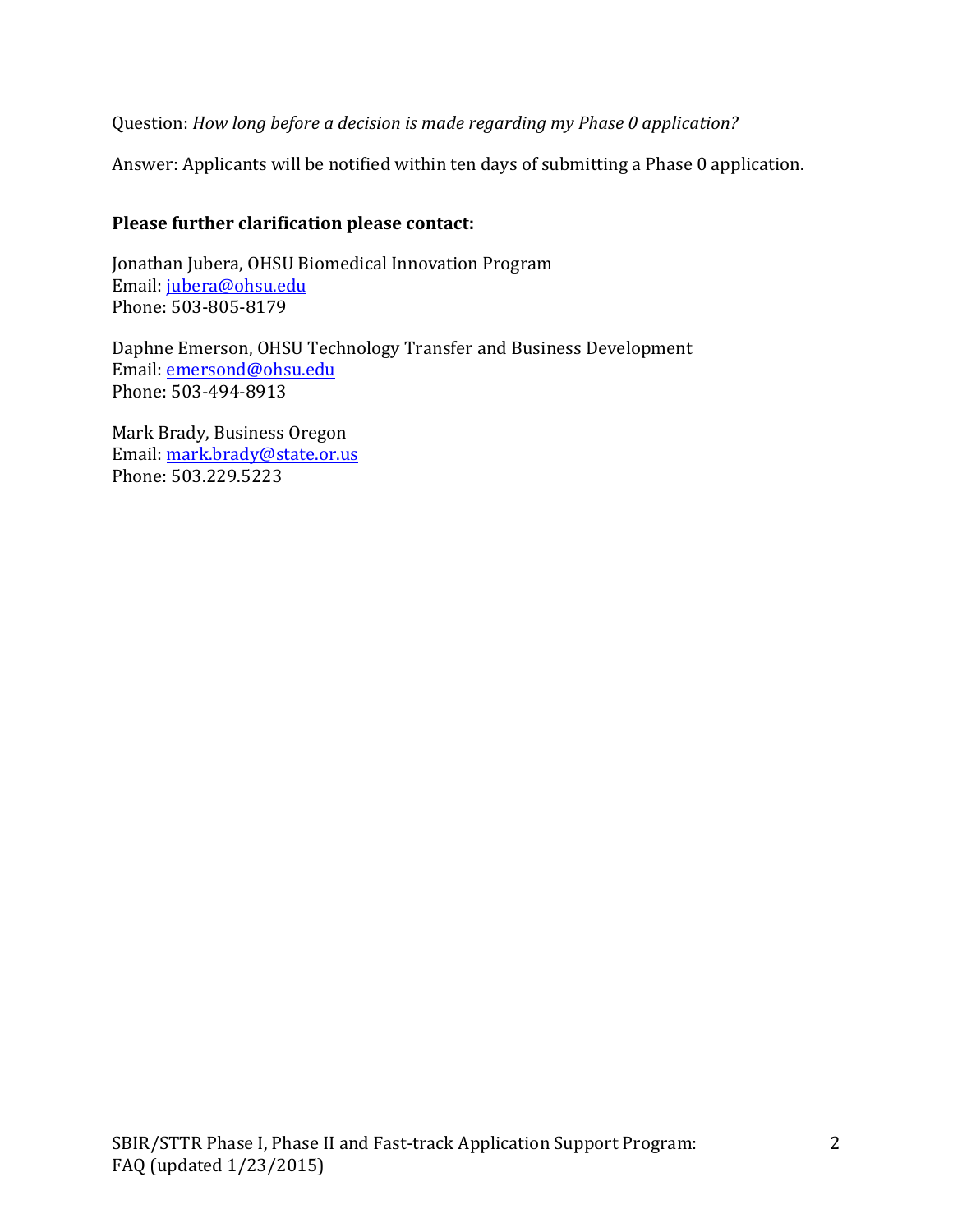Question: *How long before a decision is made regarding my Phase 0 application?*

Answer: Applicants will be notified within ten days of submitting a Phase 0 application.

**Please further clarification please contact:**

Jonathan Jubera, OHSU Biomedical Innovation Program
Email: jubera@ohsu.edu
Phone: 503-805-8179

Daphne Emerson, OHSU Technology Transfer and Business Development
Email: emersond@ohsu.edu
Phone: 503-494-8913

Mark Brady, Business Oregon
Email: mark.brady@state.or.us
Phone: 503.229.5223